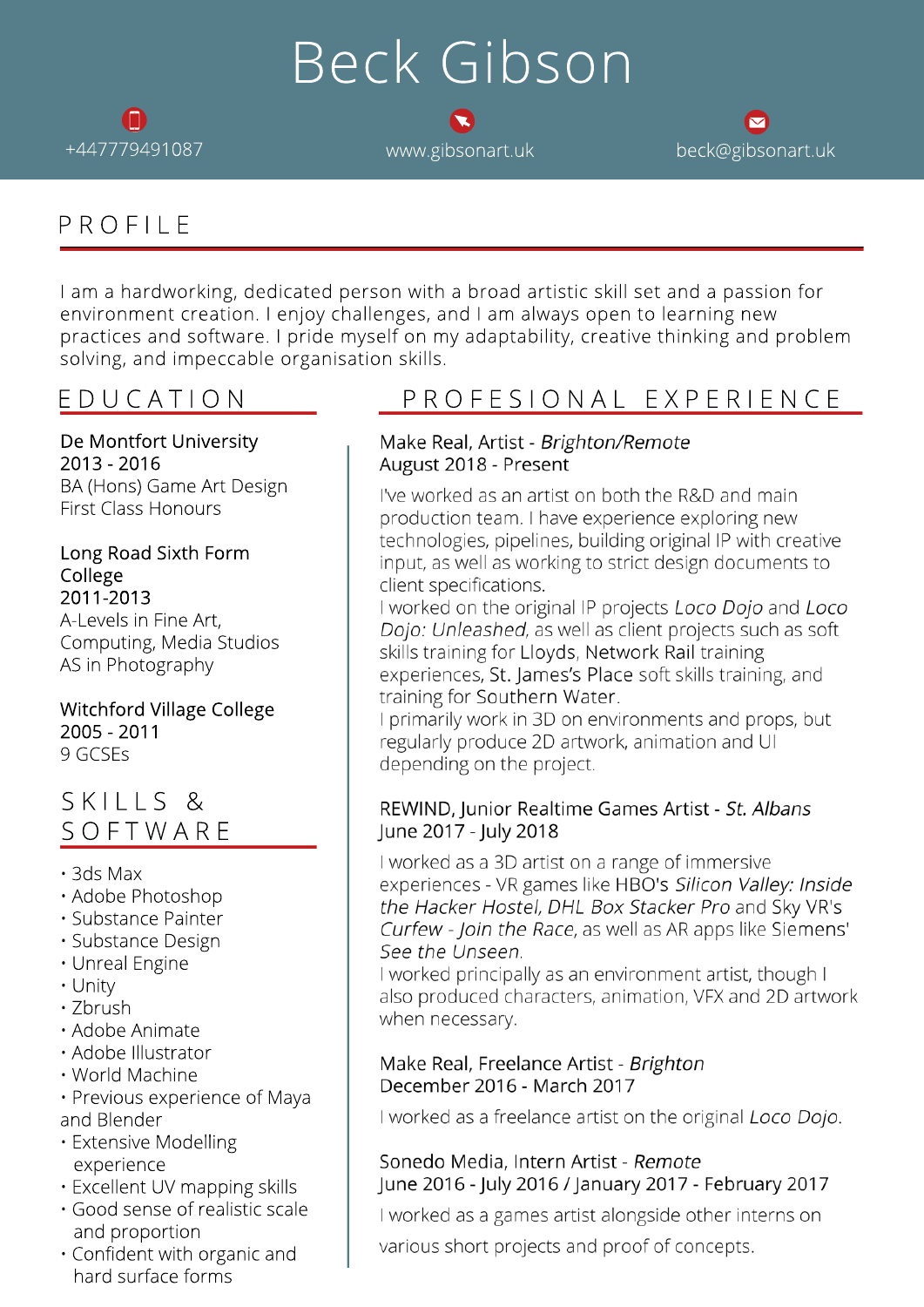# Beck Gibson

+447779491087 | www.gibsonart.uk | beck@gibsonart.uk

## PROFILE

I am a hardworking, dedicated person with a broad artistic skill set and a passion for environment creation. I enjoy challenges, and I am always open to learning new practices and software. I pride myself on my adaptability, creative thinking and problem solving, and impeccable organisation skills.

## EDUCATION

De Montfort University
2013 - 2016
BA (Hons) Game Art Design
First Class Honours

Long Road Sixth Form College
2011-2013
A-Levels in Fine Art, Computing, Media Studios
AS in Photography

Witchford Village College
2005 - 2011
9 GCSEs

## SKILLS & SOFTWARE

- 3ds Max
- Adobe Photoshop
- Substance Painter
- Substance Design
- Unreal Engine
- Unity
- Zbrush
- Adobe Animate
- Adobe Illustrator
- World Machine
- Previous experience of Maya and Blender
- Extensive Modelling experience
- Excellent UV mapping skills
- Good sense of realistic scale and proportion
- Confident with organic and hard surface forms

## PROFESIONAL EXPERIENCE

Make Real, Artist - *Brighton/Remote*
August 2018 - Present

I've worked as an artist on both the R&D and main production team. I have experience exploring new technologies, pipelines, building original IP with creative input, as well as working to strict design documents to client specifications.
I worked on the original IP projects *Loco Dojo* and *Loco Dojo: Unleashed*, as well as client projects such as soft skills training for Lloyds, Network Rail training experiences, St. James's Place soft skills training, and training for Southern Water.
I primarily work in 3D on environments and props, but regularly produce 2D artwork, animation and UI depending on the project.

REWIND, Junior Realtime Games Artist - *St. Albans*
June 2017 - July 2018

I worked as a 3D artist on a range of immersive experiences - VR games like HBO's *Silicon Valley: Inside the Hacker Hostel*, *DHL Box Stacker Pro* and Sky VR's *Curfew - Join the Race*, as well as AR apps like Siemens' *See the Unseen*.
I worked principally as an environment artist, though I also produced characters, animation, VFX and 2D artwork when necessary.

Make Real, Freelance Artist - *Brighton*
December 2016 - March 2017

I worked as a freelance artist on the original *Loco Dojo*.

Sonedo Media, Intern Artist - *Remote*
June 2016 - July 2016 / January 2017 - February 2017

I worked as a games artist alongside other interns on various short projects and proof of concepts.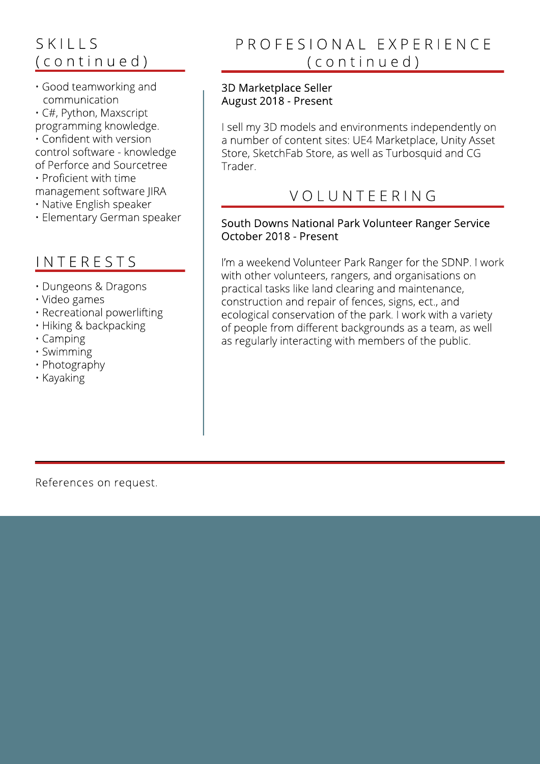## SKILLS (continued)

- Good teamworking and communication
- C#, Python, Maxscript programming knowledge.
- Confident with version control software - knowledge of Perforce and Sourcetree
- Proficient with time management software JIRA
- Native English speaker
- Elementary German speaker

## INTERESTS

- Dungeons & Dragons
- Video games
- Recreational powerlifting
- Hiking & backpacking
- Camping
- Swimming
- Photography
- Kayaking

## PROFESIONAL EXPERIENCE (continued)

3D Marketplace Seller
August 2018 - Present

I sell my 3D models and environments independently on a number of content sites: UE4 Marketplace, Unity Asset Store, SketchFab Store, as well as Turbosquid and CG Trader.

## VOLUNTEERING

South Downs National Park Volunteer Ranger Service
October 2018 - Present

I'm a weekend Volunteer Park Ranger for the SDNP. I work with other volunteers, rangers, and organisations on practical tasks like land clearing and maintenance, construction and repair of fences, signs, ect., and ecological conservation of the park. I work with a variety of people from different backgrounds as a team, as well as regularly interacting with members of the public.

---

References on request.